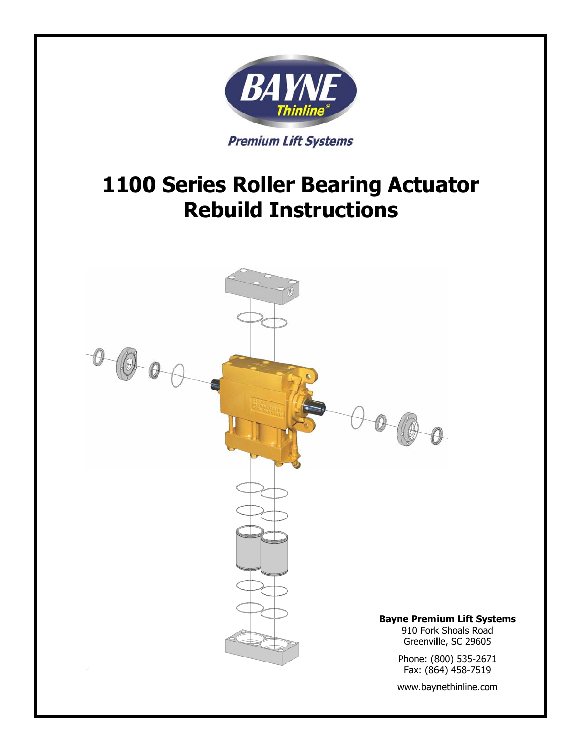BAYNE

Thinline®

Premium Lift Systems

# 1100 Series Roller Bearing Actuator Rebuild Instructions

**Bayne Premium Lift Systems**
910 Fork Shoals Road
Greenville, SC 29605

Phone: (800) 535-2671
Fax: (864) 458-7519

www.baynethinline.com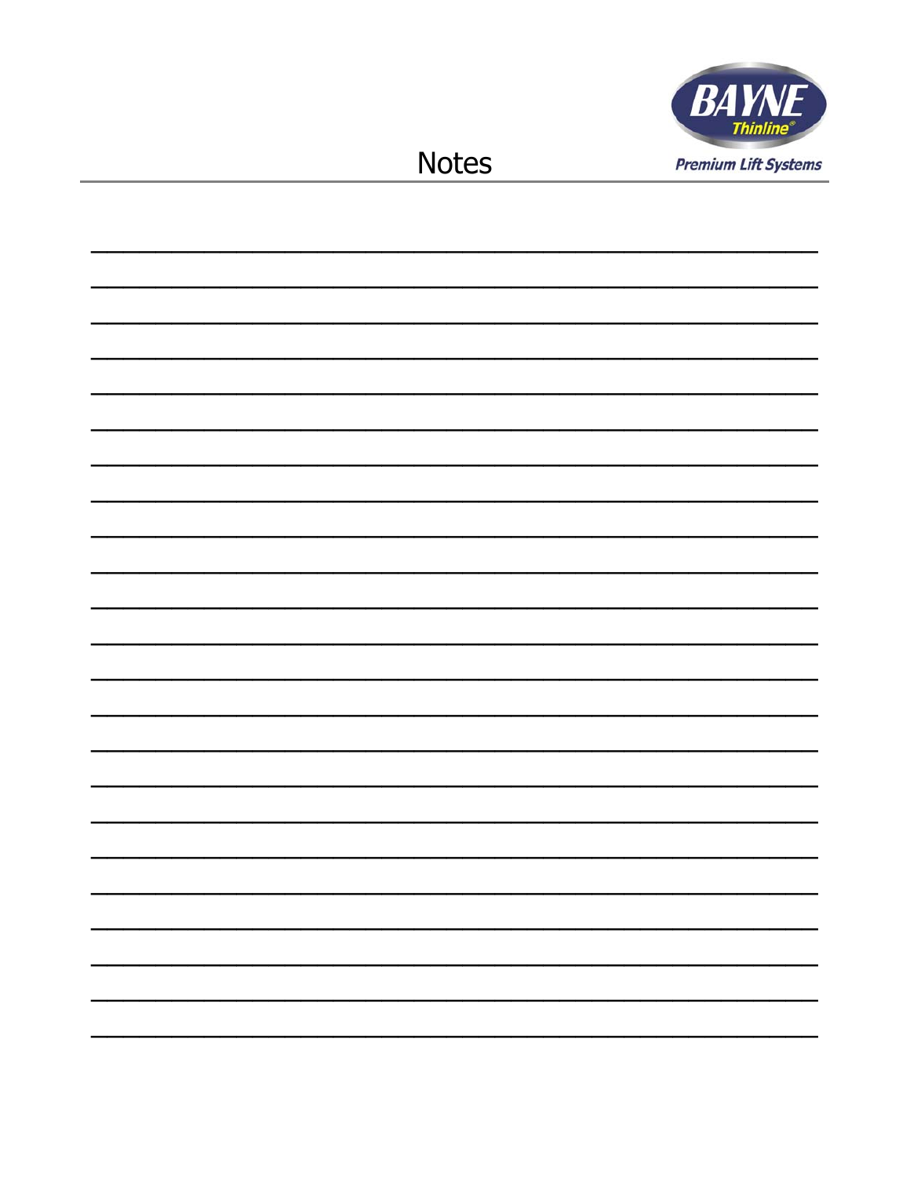# Notes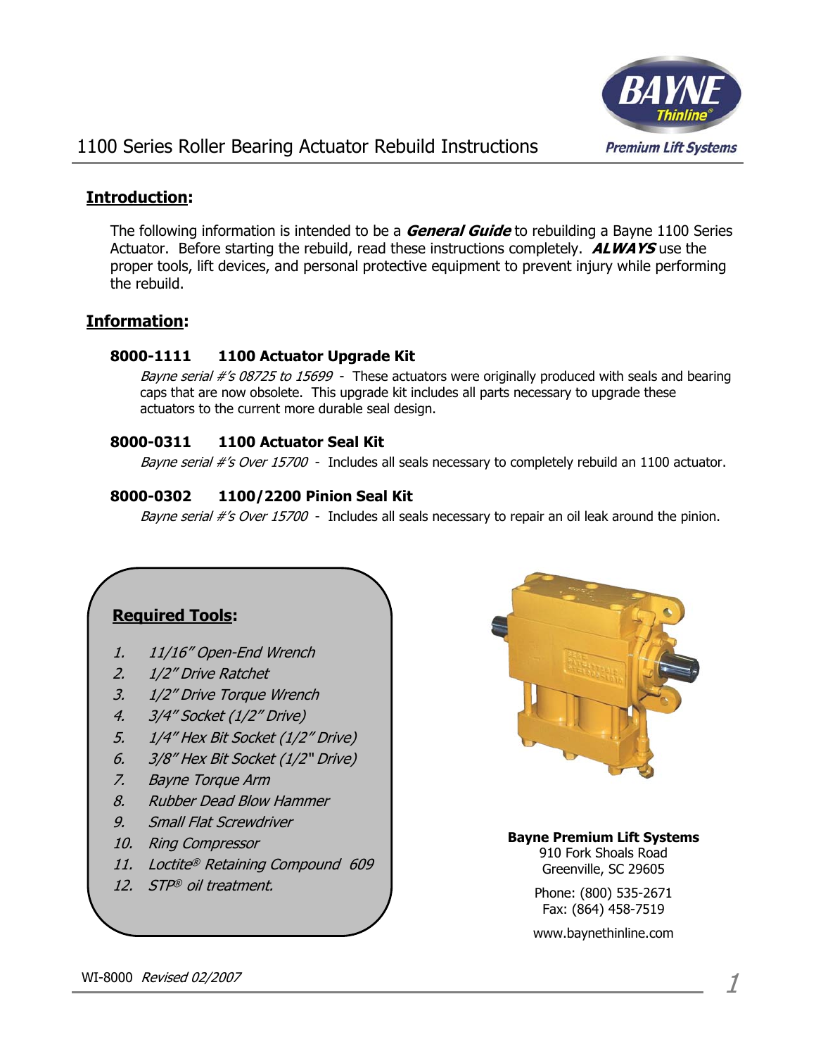# 1100 Series Roller Bearing Actuator Rebuild Instructions

## Introduction:

The following information is intended to be a ***General Guide*** to rebuilding a Bayne 1100 Series Actuator. Before starting the rebuild, read these instructions completely. ***ALWAYS*** use the proper tools, lift devices, and personal protective equipment to prevent injury while performing the rebuild.

## Information:

### 8000-1111 1100 Actuator Upgrade Kit

*Bayne serial #'s 08725 to 15699* - These actuators were originally produced with seals and bearing caps that are now obsolete. This upgrade kit includes all parts necessary to upgrade these actuators to the current more durable seal design.

### 8000-0311 1100 Actuator Seal Kit

*Bayne serial #'s Over 15700* - Includes all seals necessary to completely rebuild an 1100 actuator.

### 8000-0302 1100/2200 Pinion Seal Kit

*Bayne serial #'s Over 15700* - Includes all seals necessary to repair an oil leak around the pinion.

## Required Tools:

1. *11/16" Open-End Wrench*
2. *1/2" Drive Ratchet*
3. *1/2" Drive Torque Wrench*
4. *3/4" Socket (1/2" Drive)*
5. *1/4" Hex Bit Socket (1/2" Drive)*
6. *3/8" Hex Bit Socket (1/2" Drive)*
7. *Bayne Torque Arm*
8. *Rubber Dead Blow Hammer*
9. *Small Flat Screwdriver*
10. *Ring Compressor*
11. *Loctite® Retaining Compound 609*
12. *STP® oil treatment.*

**Bayne Premium Lift Systems**
910 Fork Shoals Road
Greenville, SC 29605

Phone: (800) 535-2671
Fax: (864) 458-7519

www.baynethinline.com

WI-8000 *Revised 02/2007*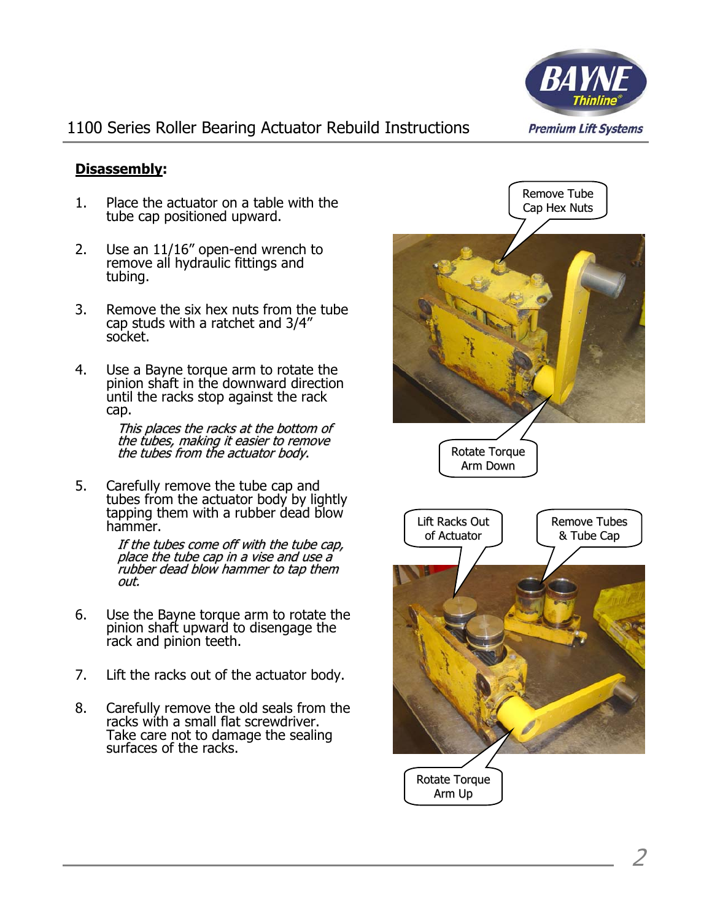## Disassembly:

1. Place the actuator on a table with the tube cap positioned upward.

2. Use an 11/16" open-end wrench to remove all hydraulic fittings and tubing.

3. Remove the six hex nuts from the tube cap studs with a ratchet and 3/4" socket.

4. Use a Bayne torque arm to rotate the pinion shaft in the downward direction until the racks stop against the rack cap.

   *This places the racks at the bottom of the tubes, making it easier to remove the tubes from the actuator body.*

5. Carefully remove the tube cap and tubes from the actuator body by lightly tapping them with a rubber dead blow hammer.

   *If the tubes come off with the tube cap, place the tube cap in a vise and use a rubber dead blow hammer to tap them out.*

6. Use the Bayne torque arm to rotate the pinion shaft upward to disengage the rack and pinion teeth.

7. Lift the racks out of the actuator body.

8. Carefully remove the old seals from the racks with a small flat screwdriver. Take care not to damage the sealing surfaces of the racks.

Remove Tube Cap Hex Nuts

Rotate Torque Arm Down

Lift Racks Out of Actuator

Remove Tubes & Tube Cap

Rotate Torque Arm Up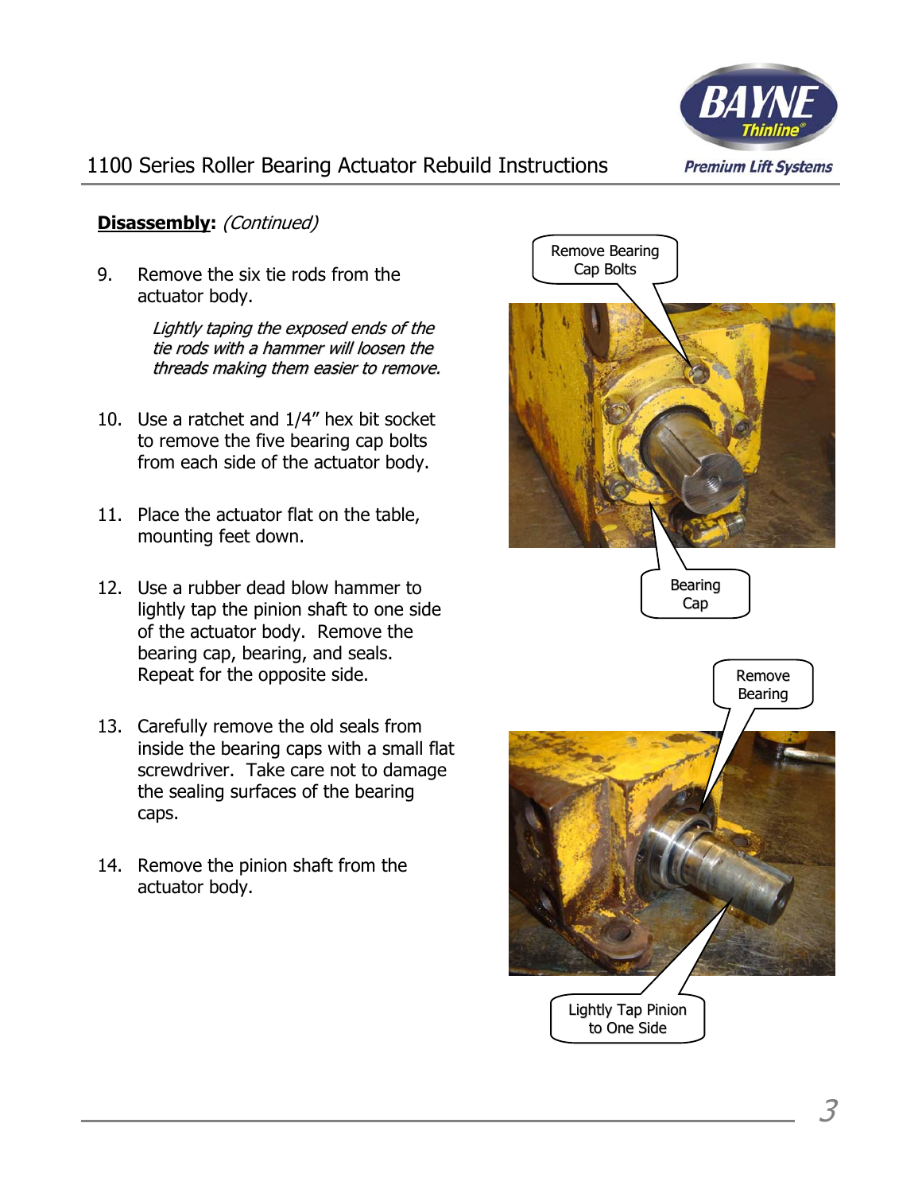**Disassembly:** *(Continued)*

9. Remove the six tie rods from the actuator body.

   *Lightly taping the exposed ends of the tie rods with a hammer will loosen the threads making them easier to remove.*

10. Use a ratchet and 1/4” hex bit socket to remove the five bearing cap bolts from each side of the actuator body.

11. Place the actuator flat on the table, mounting feet down.

12. Use a rubber dead blow hammer to lightly tap the pinion shaft to one side of the actuator body. Remove the bearing cap, bearing, and seals. Repeat for the opposite side.

13. Carefully remove the old seals from inside the bearing caps with a small flat screwdriver. Take care not to damage the sealing surfaces of the bearing caps.

14. Remove the pinion shaft from the actuator body.

Remove Bearing Cap Bolts

Bearing Cap

Remove Bearing

Lightly Tap Pinion to One Side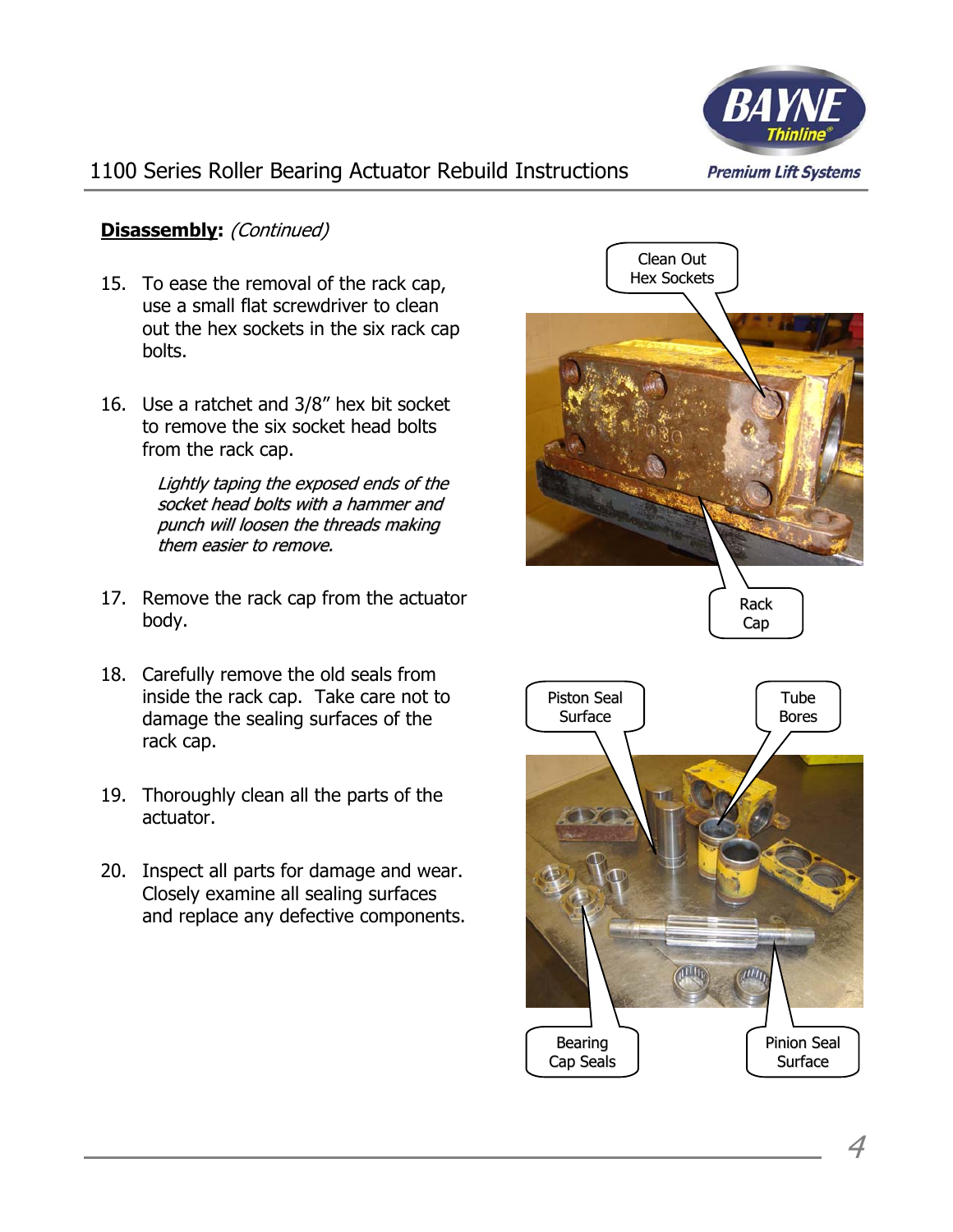**Disassembly:** *(Continued)*

15. To ease the removal of the rack cap, use a small flat screwdriver to clean out the hex sockets in the six rack cap bolts.

16. Use a ratchet and 3/8" hex bit socket to remove the six socket head bolts from the rack cap.

    *Lightly taping the exposed ends of the socket head bolts with a hammer and punch will loosen the threads making them easier to remove.*

17. Remove the rack cap from the actuator body.

18. Carefully remove the old seals from inside the rack cap. Take care not to damage the sealing surfaces of the rack cap.

19. Thoroughly clean all the parts of the actuator.

20. Inspect all parts for damage and wear. Closely examine all sealing surfaces and replace any defective components.

Clean Out Hex Sockets

Rack Cap

Piston Seal Surface

Tube Bores

Bearing Cap Seals

Pinion Seal Surface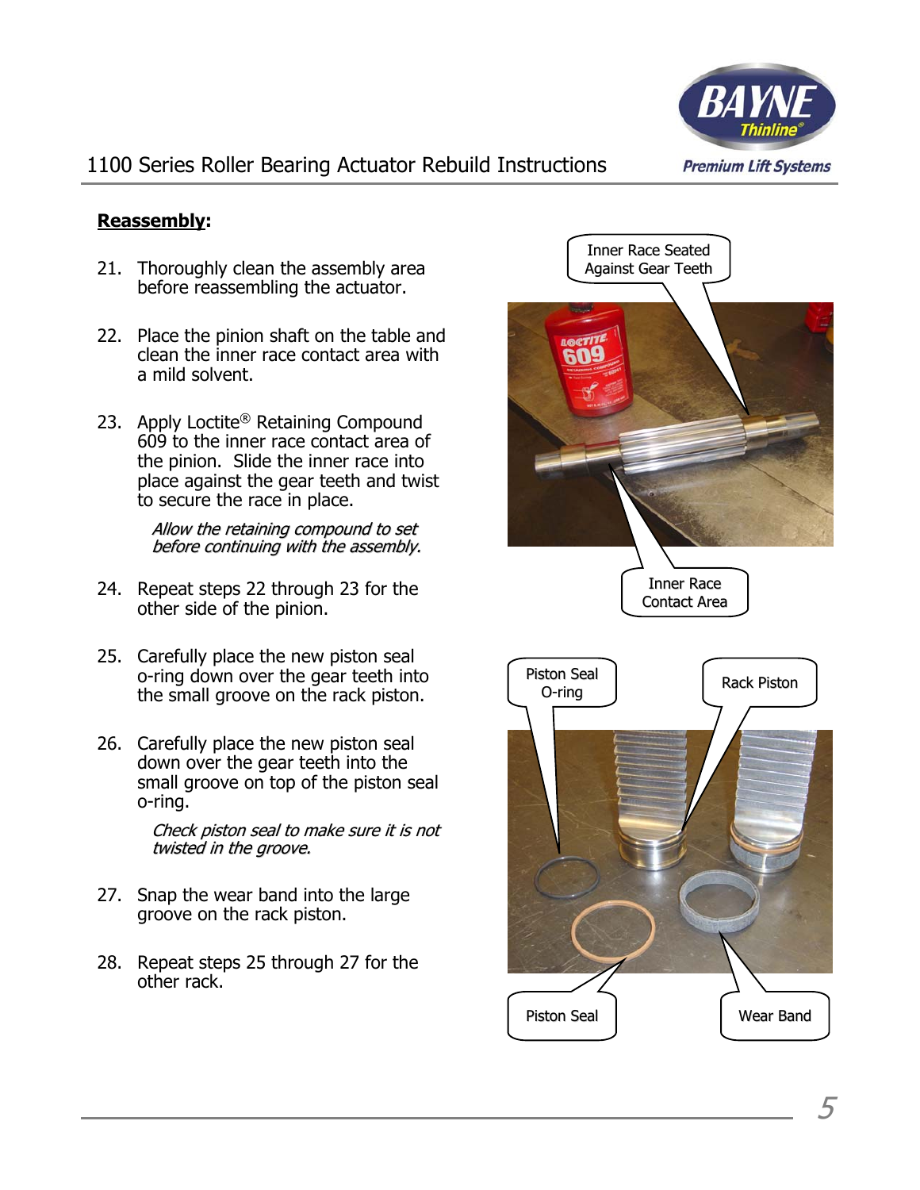## Reassembly:

21. Thoroughly clean the assembly area before reassembling the actuator.

22. Place the pinion shaft on the table and clean the inner race contact area with a mild solvent.

23. Apply Loctite® Retaining Compound 609 to the inner race contact area of the pinion. Slide the inner race into place against the gear teeth and twist to secure the race in place.

    *Allow the retaining compound to set before continuing with the assembly.*

24. Repeat steps 22 through 23 for the other side of the pinion.

25. Carefully place the new piston seal o-ring down over the gear teeth into the small groove on the rack piston.

26. Carefully place the new piston seal down over the gear teeth into the small groove on top of the piston seal o-ring.

    *Check piston seal to make sure it is not twisted in the groove.*

27. Snap the wear band into the large groove on the rack piston.

28. Repeat steps 25 through 27 for the other rack.

Inner Race Seated Against Gear Teeth

Inner Race Contact Area

Piston Seal O-ring

Rack Piston

Piston Seal

Wear Band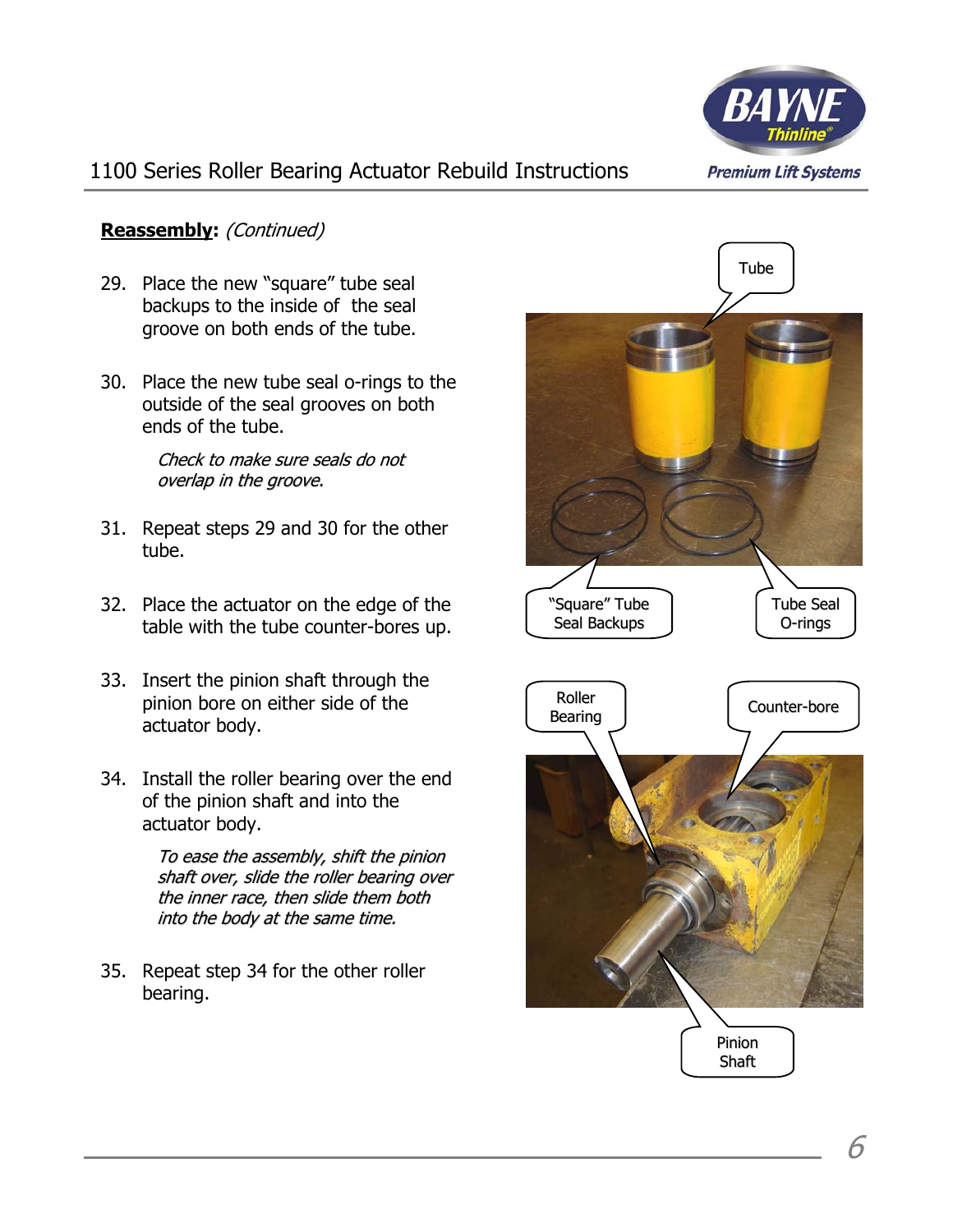**Reassembly:** *(Continued)*

29. Place the new "square" tube seal backups to the inside of the seal groove on both ends of the tube.

30. Place the new tube seal o-rings to the outside of the seal grooves on both ends of the tube.

    *Check to make sure seals do not overlap in the groove.*

31. Repeat steps 29 and 30 for the other tube.

32. Place the actuator on the edge of the table with the tube counter-bores up.

33. Insert the pinion shaft through the pinion bore on either side of the actuator body.

34. Install the roller bearing over the end of the pinion shaft and into the actuator body.

    *To ease the assembly, shift the pinion shaft over, slide the roller bearing over the inner race, then slide them both into the body at the same time.*

35. Repeat step 34 for the other roller bearing.

Tube

"Square" Tube Seal Backups

Tube Seal O-rings

Roller Bearing

Counter-bore

Pinion Shaft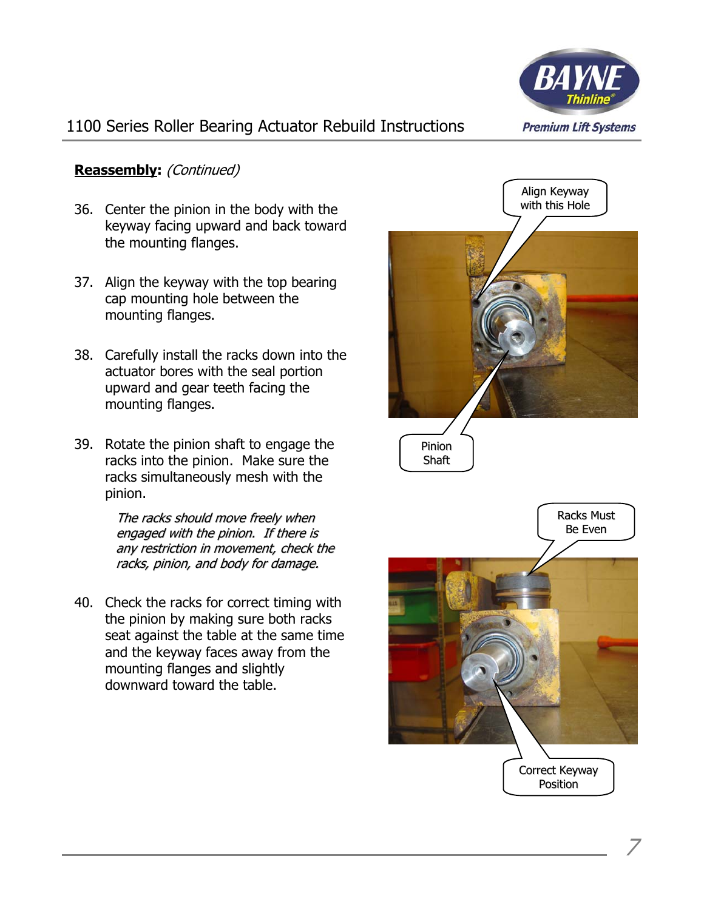**Reassembly:** *(Continued)*

36. Center the pinion in the body with the keyway facing upward and back toward the mounting flanges.

37. Align the keyway with the top bearing cap mounting hole between the mounting flanges.

38. Carefully install the racks down into the actuator bores with the seal portion upward and gear teeth facing the mounting flanges.

39. Rotate the pinion shaft to engage the racks into the pinion. Make sure the racks simultaneously mesh with the pinion.

    *The racks should move freely when engaged with the pinion. If there is any restriction in movement, check the racks, pinion, and body for damage.*

40. Check the racks for correct timing with the pinion by making sure both racks seat against the table at the same time and the keyway faces away from the mounting flanges and slightly downward toward the table.

Align Keyway with this Hole

Pinion Shaft

Racks Must Be Even

Correct Keyway Position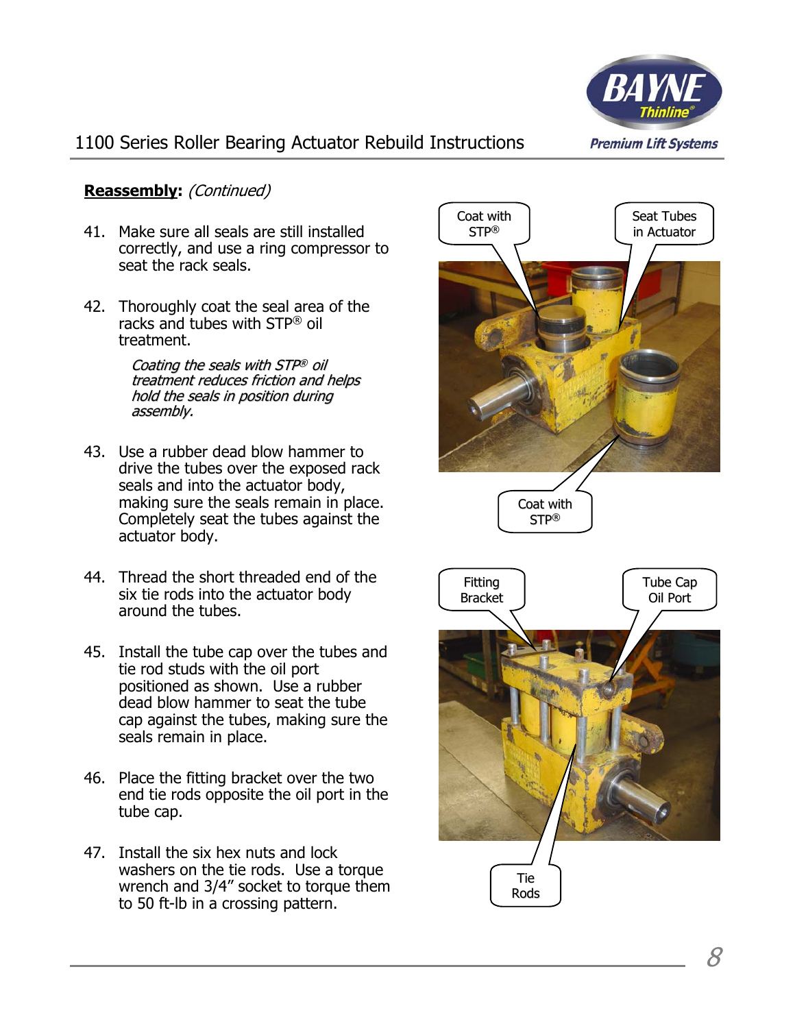**Reassembly:** *(Continued)*

41. Make sure all seals are still installed correctly, and use a ring compressor to seat the rack seals.

42. Thoroughly coat the seal area of the racks and tubes with STP® oil treatment.

    *Coating the seals with STP® oil treatment reduces friction and helps hold the seals in position during assembly.*

43. Use a rubber dead blow hammer to drive the tubes over the exposed rack seals and into the actuator body, making sure the seals remain in place. Completely seat the tubes against the actuator body.

44. Thread the short threaded end of the six tie rods into the actuator body around the tubes.

45. Install the tube cap over the tubes and tie rod studs with the oil port positioned as shown. Use a rubber dead blow hammer to seat the tube cap against the tubes, making sure the seals remain in place.

46. Place the fitting bracket over the two end tie rods opposite the oil port in the tube cap.

47. Install the six hex nuts and lock washers on the tie rods. Use a torque wrench and 3/4" socket to torque them to 50 ft-lb in a crossing pattern.

Coat with STP®

Seat Tubes in Actuator

Coat with STP®

Fitting Bracket

Tube Cap Oil Port

Tie Rods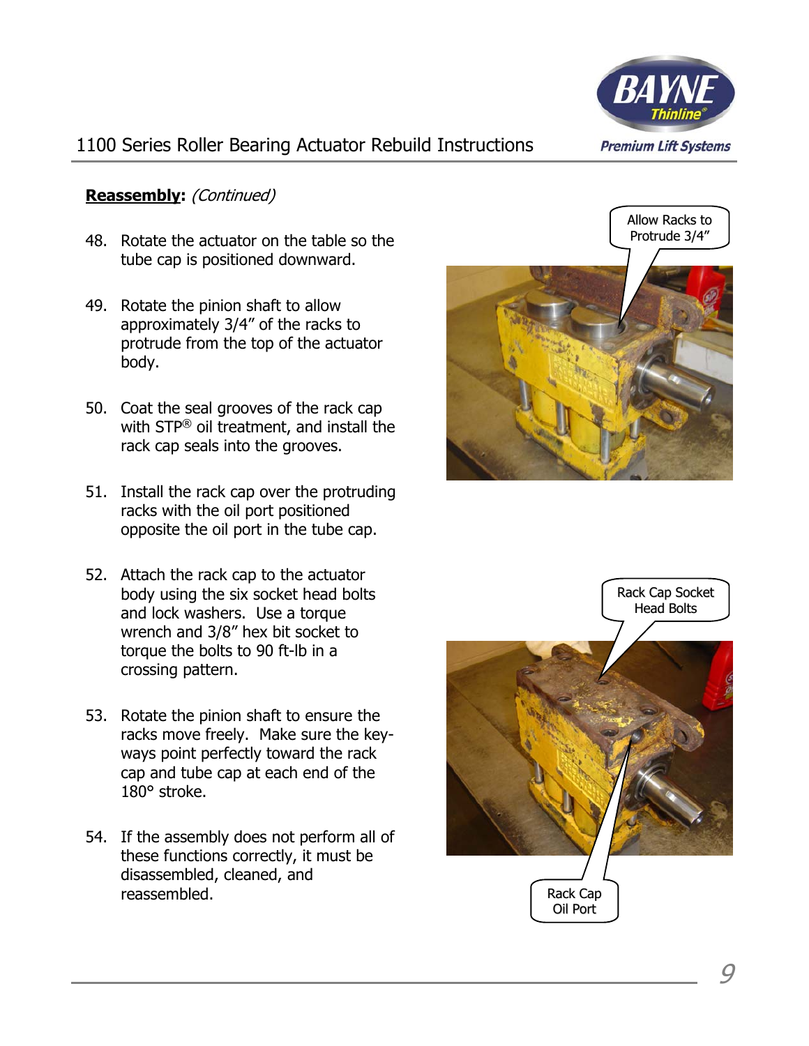**Reassembly:** *(Continued)*

48. Rotate the actuator on the table so the tube cap is positioned downward.

49. Rotate the pinion shaft to allow approximately 3/4" of the racks to protrude from the top of the actuator body.

50. Coat the seal grooves of the rack cap with STP® oil treatment, and install the rack cap seals into the grooves.

51. Install the rack cap over the protruding racks with the oil port positioned opposite the oil port in the tube cap.

52. Attach the rack cap to the actuator body using the six socket head bolts and lock washers. Use a torque wrench and 3/8" hex bit socket to torque the bolts to 90 ft-lb in a crossing pattern.

53. Rotate the pinion shaft to ensure the racks move freely. Make sure the key-ways point perfectly toward the rack cap and tube cap at each end of the 180° stroke.

54. If the assembly does not perform all of these functions correctly, it must be disassembled, cleaned, and reassembled.

Allow Racks to Protrude 3/4"

Rack Cap Socket Head Bolts

Rack Cap Oil Port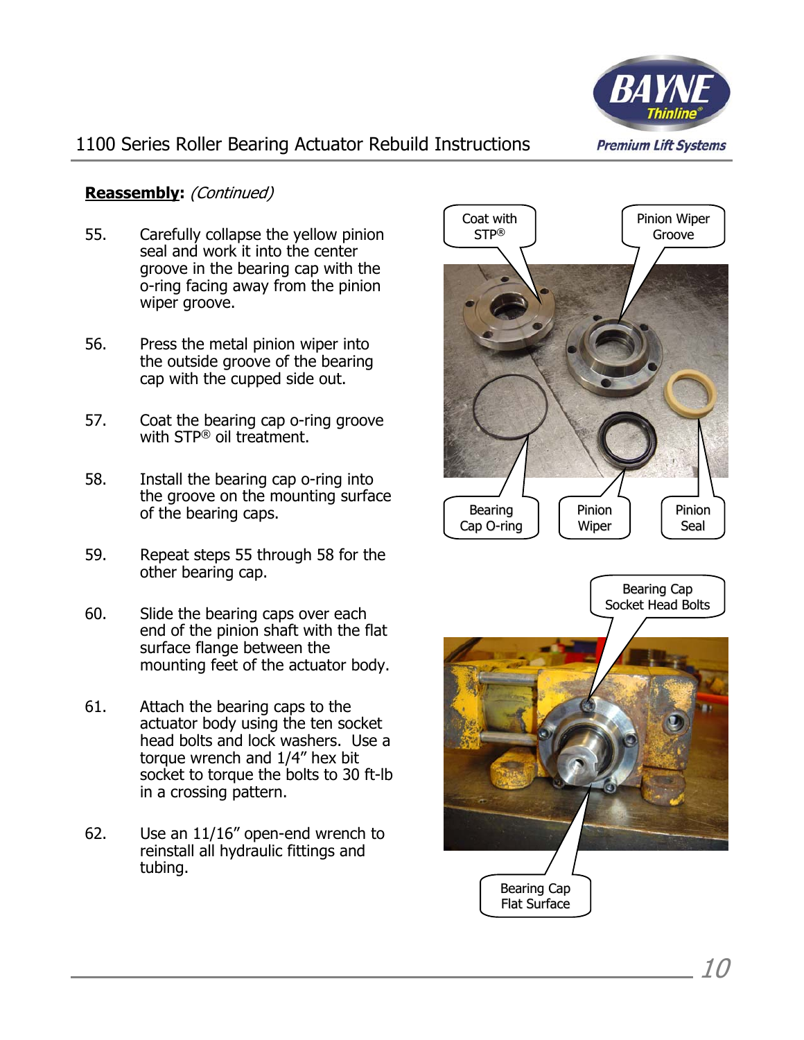**Reassembly:** *(Continued)*

55. Carefully collapse the yellow pinion seal and work it into the center groove in the bearing cap with the o-ring facing away from the pinion wiper groove.

56. Press the metal pinion wiper into the outside groove of the bearing cap with the cupped side out.

57. Coat the bearing cap o-ring groove with STP® oil treatment.

58. Install the bearing cap o-ring into the groove on the mounting surface of the bearing caps.

59. Repeat steps 55 through 58 for the other bearing cap.

60. Slide the bearing caps over each end of the pinion shaft with the flat surface flange between the mounting feet of the actuator body.

61. Attach the bearing caps to the actuator body using the ten socket head bolts and lock washers. Use a torque wrench and 1/4" hex bit socket to torque the bolts to 30 ft-lb in a crossing pattern.

62. Use an 11/16" open-end wrench to reinstall all hydraulic fittings and tubing.

Coat with STP®

Pinion Wiper Groove

Bearing Cap O-ring

Pinion Wiper

Pinion Seal

Bearing Cap Socket Head Bolts

Bearing Cap Flat Surface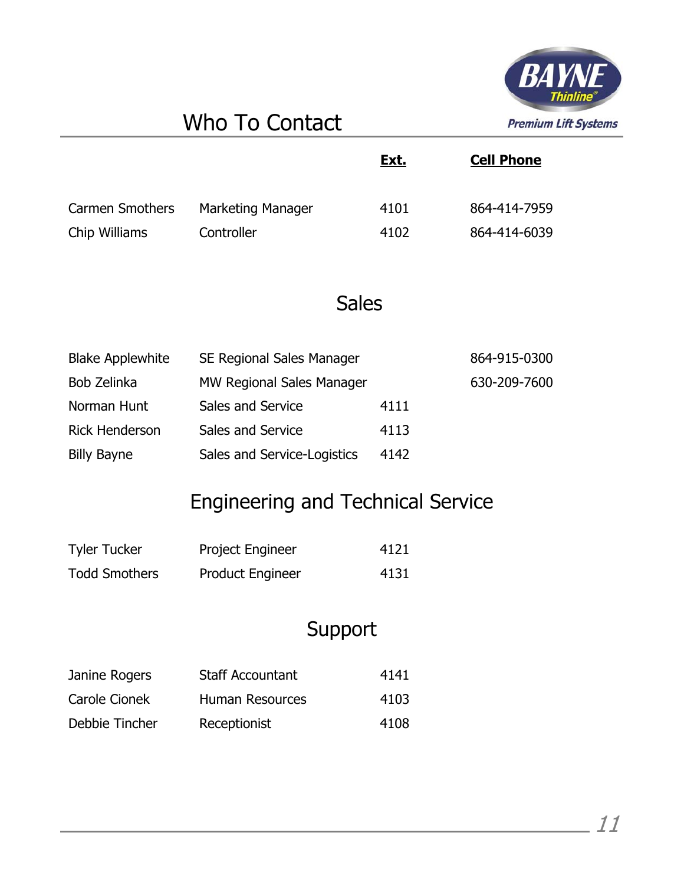# Who To Contact

| | | Ext. | Cell Phone |
|---|---|---|---|
| Carmen Smothers | Marketing Manager | 4101 | 864-414-7959 |
| Chip Williams | Controller | 4102 | 864-414-6039 |

## Sales

| | | | |
|---|---|---|---|
| Blake Applewhite | SE Regional Sales Manager | | 864-915-0300 |
| Bob Zelinka | MW Regional Sales Manager | | 630-209-7600 |
| Norman Hunt | Sales and Service | 4111 | |
| Rick Henderson | Sales and Service | 4113 | |
| Billy Bayne | Sales and Service-Logistics | 4142 | |

## Engineering and Technical Service

| | | |
|---|---|---|
| Tyler Tucker | Project Engineer | 4121 |
| Todd Smothers | Product Engineer | 4131 |

## Support

| | | |
|---|---|---|
| Janine Rogers | Staff Accountant | 4141 |
| Carole Cionek | Human Resources | 4103 |
| Debbie Tincher | Receptionist | 4108 |